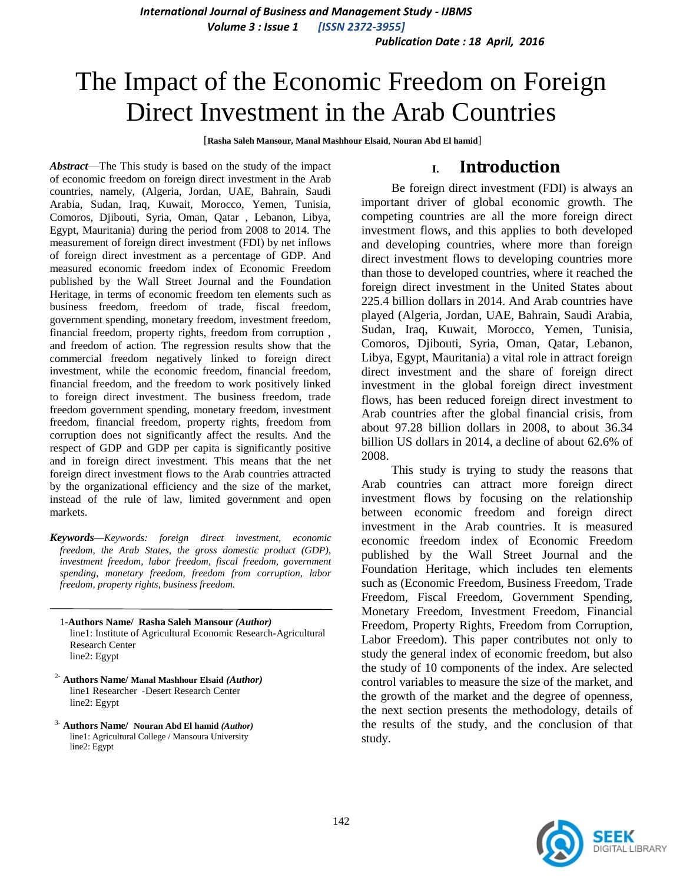# The Impact of the Economic Freedom on Foreign Direct Investment in the Arab Countries

[**Rasha Saleh Mansour, Manal Mashhour Elsaid**, **Nouran Abd El hamid**]

***Abstract***—The This study is based on the study of the impact of economic freedom on foreign direct investment in the Arab countries, namely, (Algeria, Jordan, UAE, Bahrain, Saudi Arabia, Sudan, Iraq, Kuwait, Morocco, Yemen, Tunisia, Comoros, Djibouti, Syria, Oman, Qatar , Lebanon, Libya, Egypt, Mauritania) during the period from 2008 to 2014. The measurement of foreign direct investment (FDI) by net inflows of foreign direct investment as a percentage of GDP. And measured economic freedom index of Economic Freedom published by the Wall Street Journal and the Foundation Heritage, in terms of economic freedom ten elements such as business freedom, freedom of trade, fiscal freedom, government spending, monetary freedom, investment freedom, financial freedom, property rights, freedom from corruption , and freedom of action. The regression results show that the commercial freedom negatively linked to foreign direct investment, while the economic freedom, financial freedom, financial freedom, and the freedom to work positively linked to foreign direct investment. The business freedom, trade freedom government spending, monetary freedom, investment freedom, financial freedom, property rights, freedom from corruption does not significantly affect the results. And the respect of GDP and GDP per capita is significantly positive and in foreign direct investment. This means that the net foreign direct investment flows to the Arab countries attracted by the organizational efficiency and the size of the market, instead of the rule of law, limited government and open markets.

***Keywords***—*Keywords: foreign direct investment, economic freedom, the Arab States, the gross domestic product (GDP), investment freedom, labor freedom, fiscal freedom, government spending, monetary freedom, freedom from corruption, labor freedom, property rights, business freedom.*

---

1-**Authors Name/ Rasha Saleh Mansour** ***(Author)***
line1: Institute of Agricultural Economic Research-Agricultural Research Center
line2: Egypt

2- **Authors Name/ Manal Mashhour Elsaid** ***(Author)***
line1 Researcher -Desert Research Center
line2: Egypt

3- **Authors Name/ Nouran Abd El hamid** ***(Author)***
line1: Agricultural College / Mansoura University
line2: Egypt

## I. Introduction

Be foreign direct investment (FDI) is always an important driver of global economic growth. The competing countries are all the more foreign direct investment flows, and this applies to both developed and developing countries, where more than foreign direct investment flows to developing countries more than those to developed countries, where it reached the foreign direct investment in the United States about 225.4 billion dollars in 2014. And Arab countries have played (Algeria, Jordan, UAE, Bahrain, Saudi Arabia, Sudan, Iraq, Kuwait, Morocco, Yemen, Tunisia, Comoros, Djibouti, Syria, Oman, Qatar, Lebanon, Libya, Egypt, Mauritania) a vital role in attract foreign direct investment and the share of foreign direct investment in the global foreign direct investment flows, has been reduced foreign direct investment to Arab countries after the global financial crisis, from about 97.28 billion dollars in 2008, to about 36.34 billion US dollars in 2014, a decline of about 62.6% of 2008.

This study is trying to study the reasons that Arab countries can attract more foreign direct investment flows by focusing on the relationship between economic freedom and foreign direct investment in the Arab countries. It is measured economic freedom index of Economic Freedom published by the Wall Street Journal and the Foundation Heritage, which includes ten elements such as (Economic Freedom, Business Freedom, Trade Freedom, Fiscal Freedom, Government Spending, Monetary Freedom, Investment Freedom, Financial Freedom, Property Rights, Freedom from Corruption, Labor Freedom). This paper contributes not only to study the general index of economic freedom, but also the study of 10 components of the index. Are selected control variables to measure the size of the market, and the growth of the market and the degree of openness, the next section presents the methodology, details of the results of the study, and the conclusion of that study.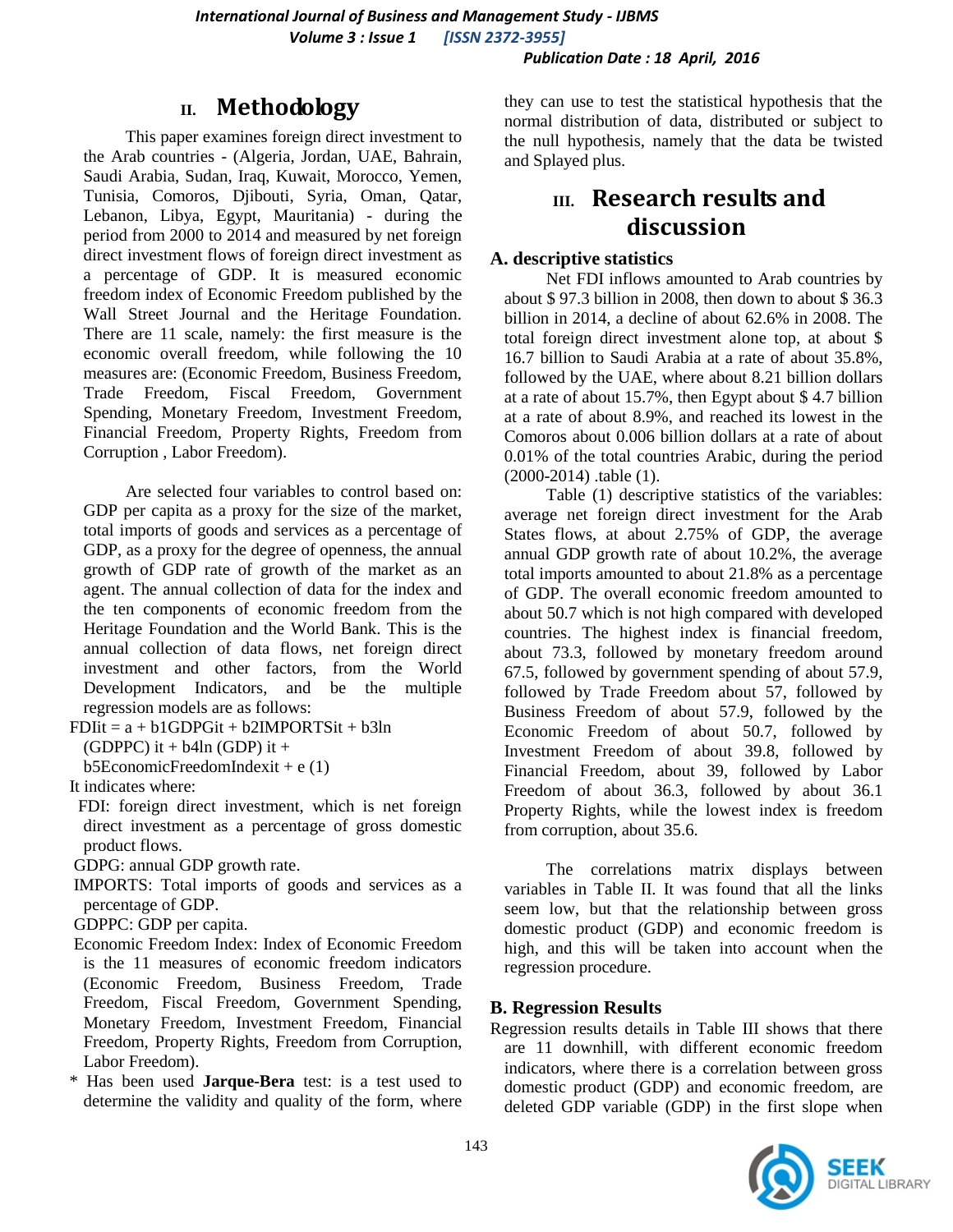## II. Methodology

This paper examines foreign direct investment to the Arab countries - (Algeria, Jordan, UAE, Bahrain, Saudi Arabia, Sudan, Iraq, Kuwait, Morocco, Yemen, Tunisia, Comoros, Djibouti, Syria, Oman, Qatar, Lebanon, Libya, Egypt, Mauritania) - during the period from 2000 to 2014 and measured by net foreign direct investment flows of foreign direct investment as a percentage of GDP. It is measured economic freedom index of Economic Freedom published by the Wall Street Journal and the Heritage Foundation. There are 11 scale, namely: the first measure is the economic overall freedom, while following the 10 measures are: (Economic Freedom, Business Freedom, Trade Freedom, Fiscal Freedom, Government Spending, Monetary Freedom, Investment Freedom, Financial Freedom, Property Rights, Freedom from Corruption , Labor Freedom).

Are selected four variables to control based on: GDP per capita as a proxy for the size of the market, total imports of goods and services as a percentage of GDP, as a proxy for the degree of openness, the annual growth of GDP rate of growth of the market as an agent. The annual collection of data for the index and the ten components of economic freedom from the Heritage Foundation and the World Bank. This is the annual collection of data flows, net foreign direct investment and other factors, from the World Development Indicators, and be the multiple regression models are as follows:

$$FDI_{it} = a + b_1 GDPG_{it} + b_2 IMPORTS_{it} + b_3 \ln(GDPPC)_{it} + b_4 \ln(GDP)_{it} + b_5 EconomicFreedomIndex_{it} + e \quad (1)$$

It indicates where:

- FDI: foreign direct investment, which is net foreign direct investment as a percentage of gross domestic product flows.
- GDPG: annual GDP growth rate.
- IMPORTS: Total imports of goods and services as a percentage of GDP.
- GDPPC: GDP per capita.
- Economic Freedom Index: Index of Economic Freedom is the 11 measures of economic freedom indicators (Economic Freedom, Business Freedom, Trade Freedom, Fiscal Freedom, Government Spending, Monetary Freedom, Investment Freedom, Financial Freedom, Property Rights, Freedom from Corruption, Labor Freedom).

\* Has been used **Jarque-Bera** test: is a test used to determine the validity and quality of the form, where they can use to test the statistical hypothesis that the normal distribution of data, distributed or subject to the null hypothesis, namely that the data be twisted and Splayed plus.

## III. Research results and discussion

### A. descriptive statistics

Net FDI inflows amounted to Arab countries by about $ 97.3 billion in 2008, then down to about $ 36.3 billion in 2014, a decline of about 62.6% in 2008. The total foreign direct investment alone top, at about $ 16.7 billion to Saudi Arabia at a rate of about 35.8%, followed by the UAE, where about 8.21 billion dollars at a rate of about 15.7%, then Egypt about $ 4.7 billion at a rate of about 8.9%, and reached its lowest in the Comoros about 0.006 billion dollars at a rate of about 0.01% of the total countries Arabic, during the period (2000-2014) .table (1).

Table (1) descriptive statistics of the variables: average net foreign direct investment for the Arab States flows, at about 2.75% of GDP, the average annual GDP growth rate of about 10.2%, the average total imports amounted to about 21.8% as a percentage of GDP. The overall economic freedom amounted to about 50.7 which is not high compared with developed countries. The highest index is financial freedom, about 73.3, followed by monetary freedom around 67.5, followed by government spending of about 57.9, followed by Trade Freedom about 57, followed by Business Freedom of about 57.9, followed by the Economic Freedom of about 50.7, followed by Investment Freedom of about 39.8, followed by Financial Freedom, about 39, followed by Labor Freedom of about 36.3, followed by about 36.1 Property Rights, while the lowest index is freedom from corruption, about 35.6.

The correlations matrix displays between variables in Table II. It was found that all the links seem low, but that the relationship between gross domestic product (GDP) and economic freedom is high, and this will be taken into account when the regression procedure.

### B. Regression Results

Regression results details in Table III shows that there are 11 downhill, with different economic freedom indicators, where there is a correlation between gross domestic product (GDP) and economic freedom, are deleted GDP variable (GDP) in the first slope when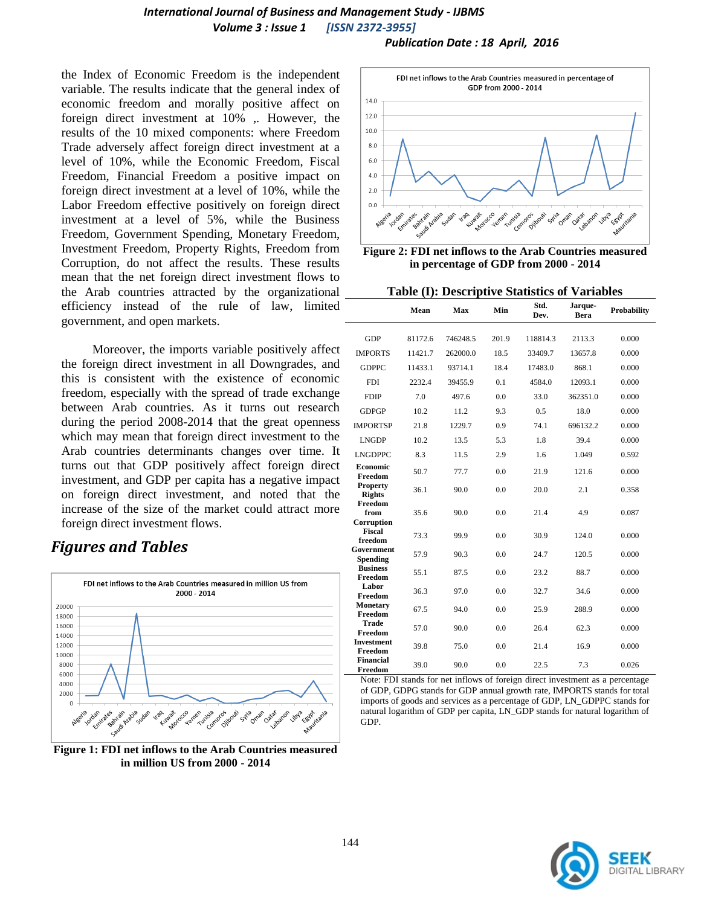the Index of Economic Freedom is the independent variable. The results indicate that the general index of economic freedom and morally positive affect on foreign direct investment at 10% ,. However, the results of the 10 mixed components: where Freedom Trade adversely affect foreign direct investment at a level of 10%, while the Economic Freedom, Fiscal Freedom, Financial Freedom a positive impact on foreign direct investment at a level of 10%, while the Labor Freedom effective positively on foreign direct investment at a level of 5%, while the Business Freedom, Government Spending, Monetary Freedom, Investment Freedom, Property Rights, Freedom from Corruption, do not affect the results. These results mean that the net foreign direct investment flows to the Arab countries attracted by the organizational efficiency instead of the rule of law, limited government, and open markets.

Moreover, the imports variable positively affect the foreign direct investment in all Downgrades, and this is consistent with the existence of economic freedom, especially with the spread of trade exchange between Arab countries. As it turns out research during the period 2008-2014 that the great openness which may mean that foreign direct investment to the Arab countries determinants changes over time. It turns out that GDP positively affect foreign direct investment, and GDP per capita has a negative impact on foreign direct investment, and noted that the increase of the size of the market could attract more foreign direct investment flows.

## *Figures and Tables*

Figure 1: FDI net inflows to the Arab Countries measured in million US from 2000 - 2014

Figure 2: FDI net inflows to the Arab Countries measured in percentage of GDP from 2000 - 2014

**Table (I): Descriptive Statistics of Variables**

| | Mean | Max | Min | Std. Dev. | Jarque-Bera | Probability |
|---|---|---|---|---|---|---|
| GDP | 81172.6 | 746248.5 | 201.9 | 118814.3 | 2113.3 | 0.000 |
| IMPORTS | 11421.7 | 262000.0 | 18.5 | 33409.7 | 13657.8 | 0.000 |
| GDPPC | 11433.1 | 93714.1 | 18.4 | 17483.0 | 868.1 | 0.000 |
| FDI | 2232.4 | 39455.9 | 0.1 | 4584.0 | 12093.1 | 0.000 |
| FDIP | 7.0 | 497.6 | 0.0 | 33.0 | 362351.0 | 0.000 |
| GDPGP | 10.2 | 11.2 | 9.3 | 0.5 | 18.0 | 0.000 |
| IMPORTSP | 21.8 | 1229.7 | 0.9 | 74.1 | 696132.2 | 0.000 |
| LNGDP | 10.2 | 13.5 | 5.3 | 1.8 | 39.4 | 0.000 |
| LNGDPPC | 8.3 | 11.5 | 2.9 | 1.6 | 1.049 | 0.592 |
| **Economic Freedom** | 50.7 | 77.7 | 0.0 | 21.9 | 121.6 | 0.000 |
| **Property Rights** | 36.1 | 90.0 | 0.0 | 20.0 | 2.1 | 0.358 |
| **Freedom from Corruption** | 35.6 | 90.0 | 0.0 | 21.4 | 4.9 | 0.087 |
| **Fiscal freedom** | 73.3 | 99.9 | 0.0 | 30.9 | 124.0 | 0.000 |
| **Government Spending** | 57.9 | 90.3 | 0.0 | 24.7 | 120.5 | 0.000 |
| **Business Freedom** | 55.1 | 87.5 | 0.0 | 23.2 | 88.7 | 0.000 |
| **Labor Freedom** | 36.3 | 97.0 | 0.0 | 32.7 | 34.6 | 0.000 |
| **Monetary Freedom** | 67.5 | 94.0 | 0.0 | 25.9 | 288.9 | 0.000 |
| **Trade Freedom** | 57.0 | 90.0 | 0.0 | 26.4 | 62.3 | 0.000 |
| **Investment Freedom** | 39.8 | 75.0 | 0.0 | 21.4 | 16.9 | 0.000 |
| **Financial Freedom** | 39.0 | 90.0 | 0.0 | 22.5 | 7.3 | 0.026 |

Note: FDI stands for net inflows of foreign direct investment as a percentage of GDP, GDPG stands for GDP annual growth rate, IMPORTS stands for total imports of goods and services as a percentage of GDP, LN_GDPPC stands for natural logarithm of GDP per capita, LN_GDP stands for natural logarithm of GDP.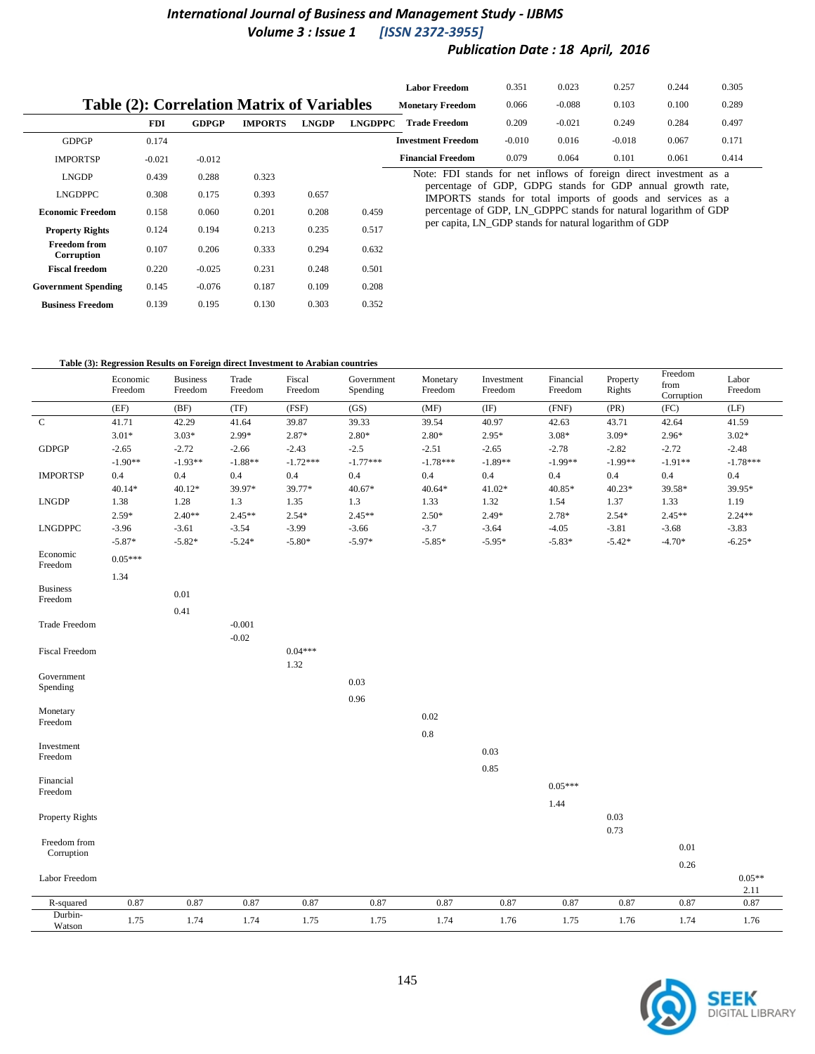## Table (2): Correlation Matrix of Variables

| | FDI | GDPGP | IMPORTS | LNGDP | LNGDPPC |
|---|---|---|---|---|---|
| GDPGP | 0.174 | | | | |
| IMPORTSP | -0.021 | -0.012 | | | |
| LNGDP | 0.439 | 0.288 | 0.323 | | |
| LNGDPPC | 0.308 | 0.175 | 0.393 | 0.657 | |
| **Economic Freedom** | 0.158 | 0.060 | 0.201 | 0.208 | 0.459 |
| **Property Rights** | 0.124 | 0.194 | 0.213 | 0.235 | 0.517 |
| **Freedom from Corruption** | 0.107 | 0.206 | 0.333 | 0.294 | 0.632 |
| **Fiscal freedom** | 0.220 | -0.025 | 0.231 | 0.248 | 0.501 |
| **Government Spending** | 0.145 | -0.076 | 0.187 | 0.109 | 0.208 |
| **Business Freedom** | 0.139 | 0.195 | 0.130 | 0.303 | 0.352 |
| **Labor Freedom** | 0.351 | 0.023 | 0.257 | 0.244 | 0.305 |
| **Monetary Freedom** | 0.066 | -0.088 | 0.103 | 0.100 | 0.289 |
| **Trade Freedom** | 0.209 | -0.021 | 0.249 | 0.284 | 0.497 |
| **Investment Freedom** | -0.010 | 0.016 | -0.018 | 0.067 | 0.171 |
| **Financial Freedom** | 0.079 | 0.064 | 0.101 | 0.061 | 0.414 |

Note: FDI stands for net inflows of foreign direct investment as a percentage of GDP, GDPG stands for GDP annual growth rate, IMPORTS stands for total imports of goods and services as a percentage of GDP, LN_GDPPC stands for natural logarithm of GDP per capita, LN_GDP stands for natural logarithm of GDP

**Table (3): Regression Results on Foreign direct Investment to Arabian countries**

| | Economic Freedom | Business Freedom | Trade Freedom | Fiscal Freedom | Government Spending | Monetary Freedom | Investment Freedom | Financial Freedom | Property Rights | Freedom from Corruption | Labor Freedom |
|---|---|---|---|---|---|---|---|---|---|---|---|
| | (EF) | (BF) | (TF) | (FSF) | (GS) | (MF) | (IF) | (FNF) | (PR) | (FC) | (LF) |
| C | 41.71 | 42.29 | 41.64 | 39.87 | 39.33 | 39.54 | 40.97 | 42.63 | 43.71 | 42.64 | 41.59 |
| | 3.01* | 3.03* | 2.99* | 2.87* | 2.80* | 2.80* | 2.95* | 3.08* | 3.09* | 2.96* | 3.02* |
| GDPGP | -2.65 | -2.72 | -2.66 | -2.43 | -2.5 | -2.51 | -2.65 | -2.78 | -2.82 | -2.72 | -2.48 |
| | -1.90** | -1.93** | -1.88** | -1.72*** | -1.77*** | -1.78*** | -1.89** | -1.99** | -1.99** | -1.91** | -1.78*** |
| IMPORTSP | 0.4 | 0.4 | 0.4 | 0.4 | 0.4 | 0.4 | 0.4 | 0.4 | 0.4 | 0.4 | 0.4 |
| | 40.14* | 40.12* | 39.97* | 39.77* | 40.67* | 40.64* | 41.02* | 40.85* | 40.23* | 39.58* | 39.95* |
| LNGDP | 1.38 | 1.28 | 1.3 | 1.35 | 1.3 | 1.33 | 1.32 | 1.54 | 1.37 | 1.33 | 1.19 |
| | 2.59* | 2.40** | 2.45** | 2.54* | 2.45** | 2.50* | 2.49* | 2.78* | 2.54* | 2.45** | 2.24** |
| LNGDPPC | -3.96 | -3.61 | -3.54 | -3.99 | -3.66 | -3.7 | -3.64 | -4.05 | -3.81 | -3.68 | -3.83 |
| | -5.87* | -5.82* | -5.24* | -5.80* | -5.97* | -5.85* | -5.95* | -5.83* | -5.42* | -4.70* | -6.25* |
| Economic Freedom | 0.05*** | | | | | | | | | | |
| | 1.34 | | | | | | | | | | |
| Business Freedom | | 0.01 | | | | | | | | | |
| | | 0.41 | | | | | | | | | |
| Trade Freedom | | | -0.001 | | | | | | | | |
| | | | -0.02 | | | | | | | | |
| Fiscal Freedom | | | | 0.04*** | | | | | | | |
| | | | | 1.32 | | | | | | | |
| Government Spending | | | | | 0.03 | | | | | | |
| | | | | | 0.96 | | | | | | |
| Monetary Freedom | | | | | | 0.02 | | | | | |
| | | | | | | 0.8 | | | | | |
| Investment Freedom | | | | | | | 0.03 | | | | |
| | | | | | | | 0.85 | | | | |
| Financial Freedom | | | | | | | | 0.05*** | | | |
| | | | | | | | | 1.44 | | | |
| Property Rights | | | | | | | | | 0.03 | | |
| | | | | | | | | | 0.73 | | |
| Freedom from Corruption | | | | | | | | | | 0.01 | |
| | | | | | | | | | | 0.26 | |
| Labor Freedom | | | | | | | | | | | 0.05** |
| | | | | | | | | | | | 2.11 |
| R-squared | 0.87 | 0.87 | 0.87 | 0.87 | 0.87 | 0.87 | 0.87 | 0.87 | 0.87 | 0.87 | 0.87 |
| Durbin-Watson | 1.75 | 1.74 | 1.74 | 1.75 | 1.75 | 1.74 | 1.76 | 1.75 | 1.76 | 1.74 | 1.76 |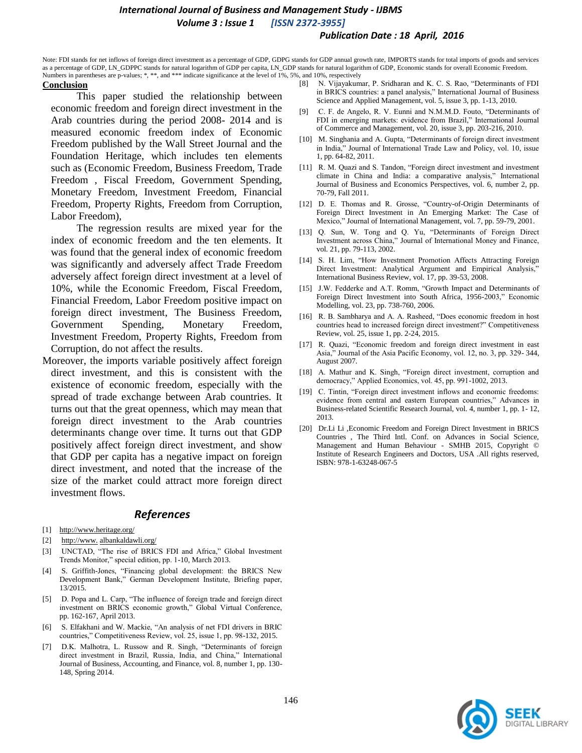Note: FDI stands for net inflows of foreign direct investment as a percentage of GDP, GDPG stands for GDP annual growth rate, IMPORTS stands for total imports of goods and services as a percentage of GDP, LN_GDPPC stands for natural logarithm of GDP per capita, LN_GDP stands for natural logarithm of GDP, Economic stands for overall Economic Freedom. Numbers in parentheses are p-values; *, **, and *** indicate significance at the level of 1%, 5%, and 10%, respectively

## Conclusion

This paper studied the relationship between economic freedom and foreign direct investment in the Arab countries during the period 2008- 2014 and is measured economic freedom index of Economic Freedom published by the Wall Street Journal and the Foundation Heritage, which includes ten elements such as (Economic Freedom, Business Freedom, Trade Freedom , Fiscal Freedom, Government Spending, Monetary Freedom, Investment Freedom, Financial Freedom, Property Rights, Freedom from Corruption, Labor Freedom),

The regression results are mixed year for the index of economic freedom and the ten elements. It was found that the general index of economic freedom was significantly and adversely affect Trade Freedom adversely affect foreign direct investment at a level of 10%, while the Economic Freedom, Fiscal Freedom, Financial Freedom, Labor Freedom positive impact on foreign direct investment, The Business Freedom, Government Spending, Monetary Freedom, Investment Freedom, Property Rights, Freedom from Corruption, do not affect the results.

Moreover, the imports variable positively affect foreign direct investment, and this is consistent with the existence of economic freedom, especially with the spread of trade exchange between Arab countries. It turns out that the great openness, which may mean that foreign direct investment to the Arab countries determinants change over time. It turns out that GDP positively affect foreign direct investment, and show that GDP per capita has a negative impact on foreign direct investment, and noted that the increase of the size of the market could attract more foreign direct investment flows.

## References

[1] http://www.heritage.org/

[2] http://www. albankaldawli.org/

[3] UNCTAD, "The rise of BRICS FDI and Africa," Global Investment Trends Monitor," special edition, pp. 1-10, March 2013.

[4] S. Griffith-Jones, "Financing global development: the BRICS New Development Bank," German Development Institute, Briefing paper, 13/2015.

[5] D. Popa and L. Carp, "The influence of foreign trade and foreign direct investment on BRICS economic growth," Global Virtual Conference, pp. 162-167, April 2013.

[6] S. Elfakhani and W. Mackie, "An analysis of net FDI drivers in BRIC countries," Competitiveness Review, vol. 25, issue 1, pp. 98-132, 2015.

[7] D.K. Malhotra, L. Russow and R. Singh, "Determinants of foreign direct investment in Brazil, Russia, India, and China," International Journal of Business, Accounting, and Finance, vol. 8, number 1, pp. 130-148, Spring 2014.

[8] N. Vijayakumar, P. Sridharan and K. C. S. Rao, "Determinants of FDI in BRICS countries: a panel analysis," International Journal of Business Science and Applied Management, vol. 5, issue 3, pp. 1-13, 2010.

[9] C. F. de Angelo, R. V. Eunni and N.M.M.D. Fouto, "Determinants of FDI in emerging markets: evidence from Brazil," International Journal of Commerce and Management, vol. 20, issue 3, pp. 203-216, 2010.

[10] M. Singhania and A. Gupta, "Determinants of foreign direct investment in India," Journal of International Trade Law and Policy, vol. 10, issue 1, pp. 64-82, 2011.

[11] R. M. Quazi and S. Tandon, "Foreign direct investment and investment climate in China and India: a comparative analysis," International Journal of Business and Economics Perspectives, vol. 6, number 2, pp. 70-79, Fall 2011.

[12] D. E. Thomas and R. Grosse, "Country-of-Origin Determinants of Foreign Direct Investment in An Emerging Market: The Case of Mexico," Journal of International Management, vol. 7, pp. 59-79, 2001.

[13] Q. Sun, W. Tong and Q. Yu, "Determinants of Foreign Direct Investment across China," Journal of International Money and Finance, vol. 21, pp. 79-113, 2002.

[14] S. H. Lim, "How Investment Promotion Affects Attracting Foreign Direct Investment: Analytical Argument and Empirical Analysis," International Business Review, vol. 17, pp. 39-53, 2008.

[15] J.W. Fedderke and A.T. Romm, "Growth Impact and Determinants of Foreign Direct Investment into South Africa, 1956-2003," Economic Modelling, vol. 23, pp. 738-760, 2006.

[16] R. B. Sambharya and A. A. Rasheed, "Does economic freedom in host countries head to increased foreign direct investment?" Competitiveness Review, vol. 25, issue 1, pp. 2-24, 2015.

[17] R. Quazi, "Economic freedom and foreign direct investment in east Asia," Journal of the Asia Pacific Economy, vol. 12, no. 3, pp. 329- 344, August 2007.

[18] A. Mathur and K. Singh, "Foreign direct investment, corruption and democracy," Applied Economics, vol. 45, pp. 991-1002, 2013.

[19] C. Tintin, "Foreign direct investment inflows and economic freedoms: evidence from central and eastern European countries," Advances in Business-related Scientific Research Journal, vol. 4, number 1, pp. 1- 12, 2013.

[20] Dr.Li Li ,Economic Freedom and Foreign Direct Investment in BRICS Countries , The Third Intl. Conf. on Advances in Social Science, Management and Human Behaviour - SMHB 2015, Copyright © Institute of Research Engineers and Doctors, USA .All rights reserved, ISBN: 978-1-63248-067-5